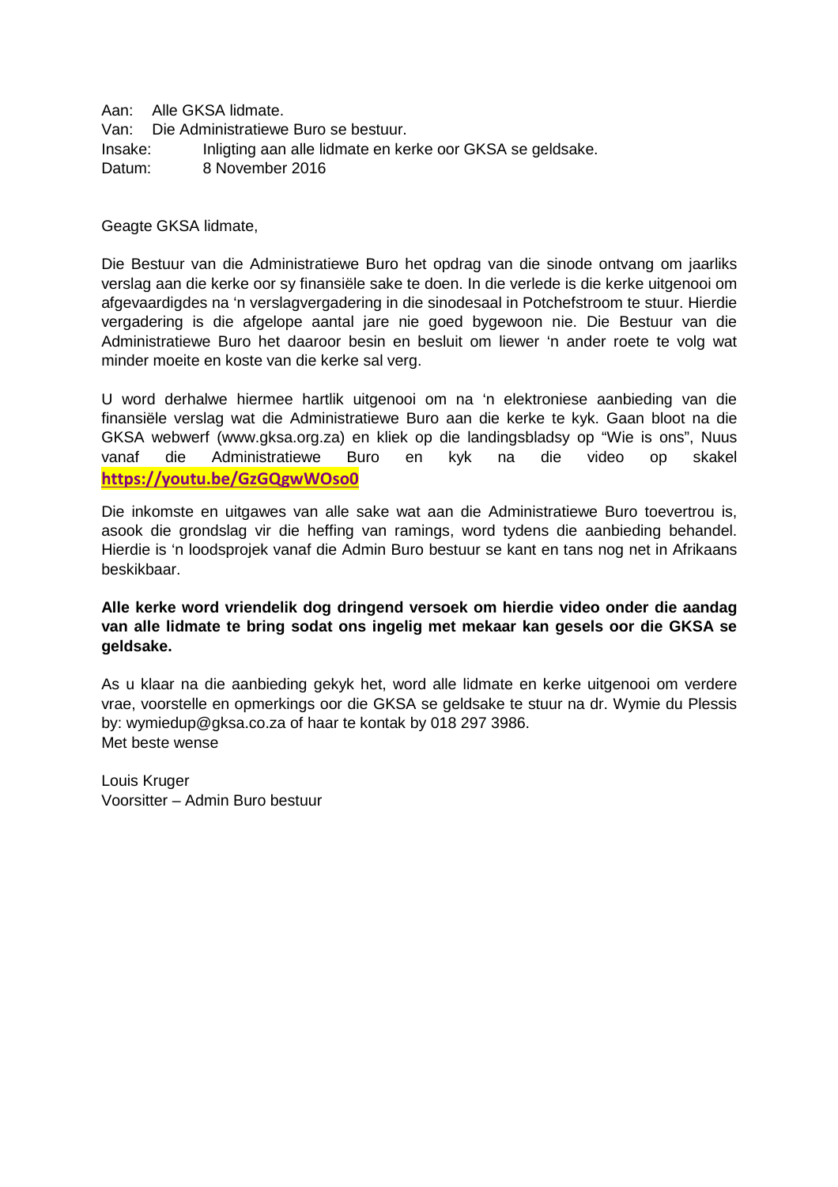Aan: Alle GKSA lidmate.
Van: Die Administratiewe Buro se bestuur.
Insake: Inligting aan alle lidmate en kerke oor GKSA se geldsake.
Datum: 8 November 2016

Geagte GKSA lidmate,

Die Bestuur van die Administratiewe Buro het opdrag van die sinode ontvang om jaarliks verslag aan die kerke oor sy finansiële sake te doen. In die verlede is die kerke uitgenooi om afgevaardigdes na 'n verslagvergadering in die sinodesaal in Potchefstroom te stuur. Hierdie vergadering is die afgelope aantal jare nie goed bygewoon nie. Die Bestuur van die Administratiewe Buro het daaroor besin en besluit om liewer 'n ander roete te volg wat minder moeite en koste van die kerke sal verg.

U word derhalwe hiermee hartlik uitgenooi om na 'n elektroniese aanbieding van die finansiële verslag wat die Administratiewe Buro aan die kerke te kyk. Gaan bloot na die GKSA webwerf (www.gksa.org.za) en kliek op die landingsbladsy op "Wie is ons", Nuus vanaf die Administratiewe Buro en kyk na die video op skakel **https://youtu.be/GzGQgwWOso0**

Die inkomste en uitgawes van alle sake wat aan die Administratiewe Buro toevertrou is, asook die grondslag vir die heffing van ramings, word tydens die aanbieding behandel. Hierdie is 'n loodsprojek vanaf die Admin Buro bestuur se kant en tans nog net in Afrikaans beskikbaar.

**Alle kerke word vriendelik dog dringend versoek om hierdie video onder die aandag van alle lidmate te bring sodat ons ingelig met mekaar kan gesels oor die GKSA se geldsake.**

As u klaar na die aanbieding gekyk het, word alle lidmate en kerke uitgenooi om verdere vrae, voorstelle en opmerkings oor die GKSA se geldsake te stuur na dr. Wymie du Plessis by: wymiedup@gksa.co.za of haar te kontak by 018 297 3986.
Met beste wense

Louis Kruger
Voorsitter – Admin Buro bestuur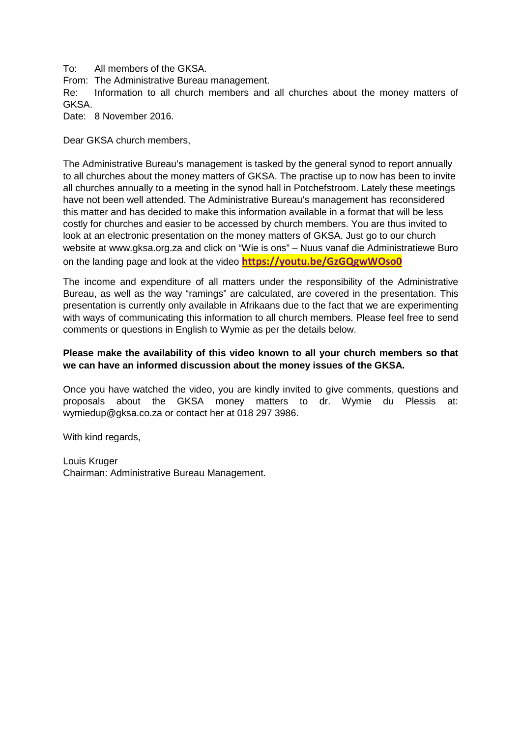To: All members of the GKSA.

From: The Administrative Bureau management.

Re: Information to all church members and all churches about the money matters of GKSA.

Date: 8 November 2016.

Dear GKSA church members,

The Administrative Bureau's management is tasked by the general synod to report annually to all churches about the money matters of GKSA. The practise up to now has been to invite all churches annually to a meeting in the synod hall in Potchefstroom. Lately these meetings have not been well attended. The Administrative Bureau's management has reconsidered this matter and has decided to make this information available in a format that will be less costly for churches and easier to be accessed by church members. You are thus invited to look at an electronic presentation on the money matters of GKSA. Just go to our church website at www.gksa.org.za and click on "Wie is ons" – Nuus vanaf die Administratiewe Buro on the landing page and look at the video **https://youtu.be/GzGQgwWOso0**

The income and expenditure of all matters under the responsibility of the Administrative Bureau, as well as the way "ramings" are calculated, are covered in the presentation. This presentation is currently only available in Afrikaans due to the fact that we are experimenting with ways of communicating this information to all church members. Please feel free to send comments or questions in English to Wymie as per the details below.

**Please make the availability of this video known to all your church members so that we can have an informed discussion about the money issues of the GKSA.**

Once you have watched the video, you are kindly invited to give comments, questions and proposals about the GKSA money matters to dr. Wymie du Plessis at: wymiedup@gksa.co.za or contact her at 018 297 3986.

With kind regards,

Louis Kruger
Chairman: Administrative Bureau Management.